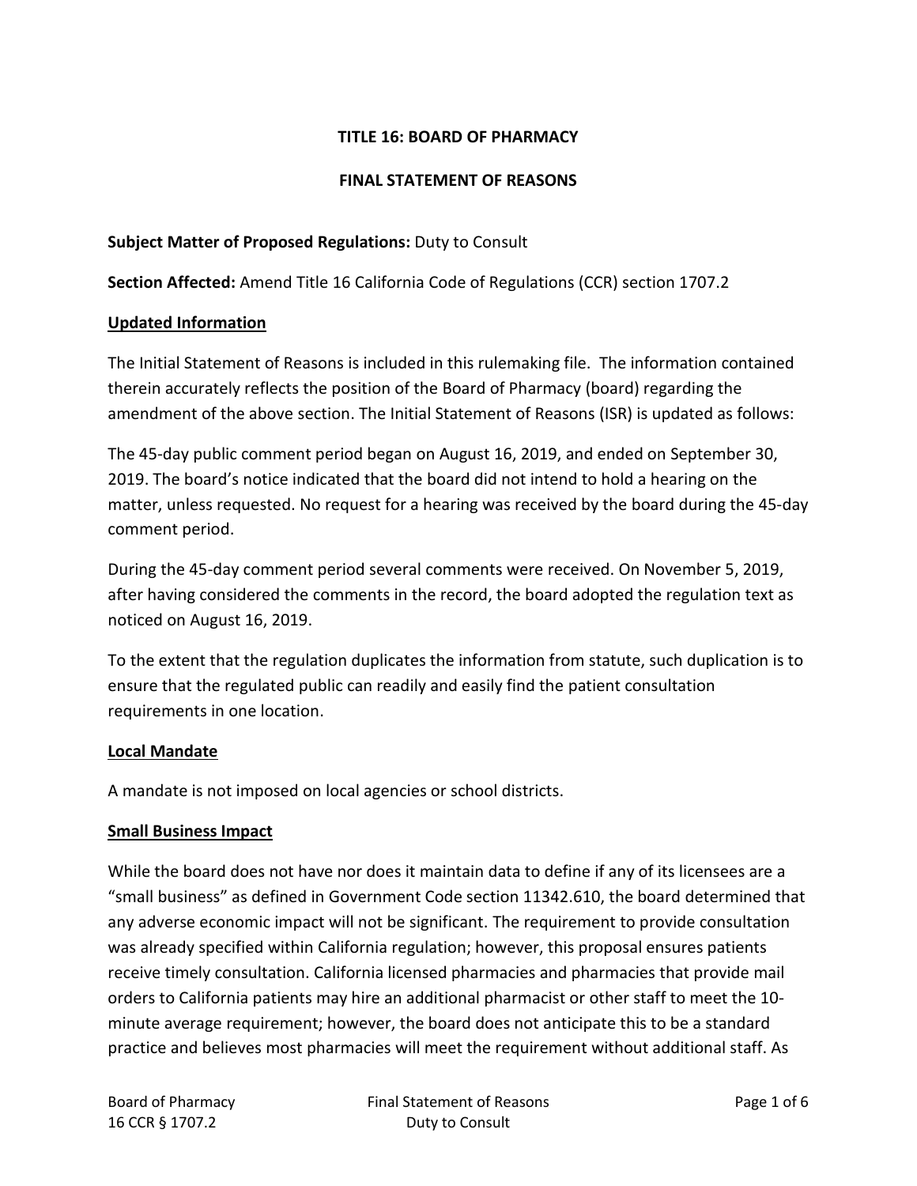**TITLE 16: BOARD OF PHARMACY**

**FINAL STATEMENT OF REASONS**

**Subject Matter of Proposed Regulations:** Duty to Consult

**Section Affected:** Amend Title 16 California Code of Regulations (CCR) section 1707.2

**Updated Information**

The Initial Statement of Reasons is included in this rulemaking file. The information contained therein accurately reflects the position of the Board of Pharmacy (board) regarding the amendment of the above section. The Initial Statement of Reasons (ISR) is updated as follows:

The 45-day public comment period began on August 16, 2019, and ended on September 30, 2019. The board's notice indicated that the board did not intend to hold a hearing on the matter, unless requested. No request for a hearing was received by the board during the 45-day comment period.

During the 45-day comment period several comments were received. On November 5, 2019, after having considered the comments in the record, the board adopted the regulation text as noticed on August 16, 2019.

To the extent that the regulation duplicates the information from statute, such duplication is to ensure that the regulated public can readily and easily find the patient consultation requirements in one location.

**Local Mandate**

A mandate is not imposed on local agencies or school districts.

**Small Business Impact**

While the board does not have nor does it maintain data to define if any of its licensees are a "small business" as defined in Government Code section 11342.610, the board determined that any adverse economic impact will not be significant. The requirement to provide consultation was already specified within California regulation; however, this proposal ensures patients receive timely consultation. California licensed pharmacies and pharmacies that provide mail orders to California patients may hire an additional pharmacist or other staff to meet the 10-minute average requirement; however, the board does not anticipate this to be a standard practice and believes most pharmacies will meet the requirement without additional staff. As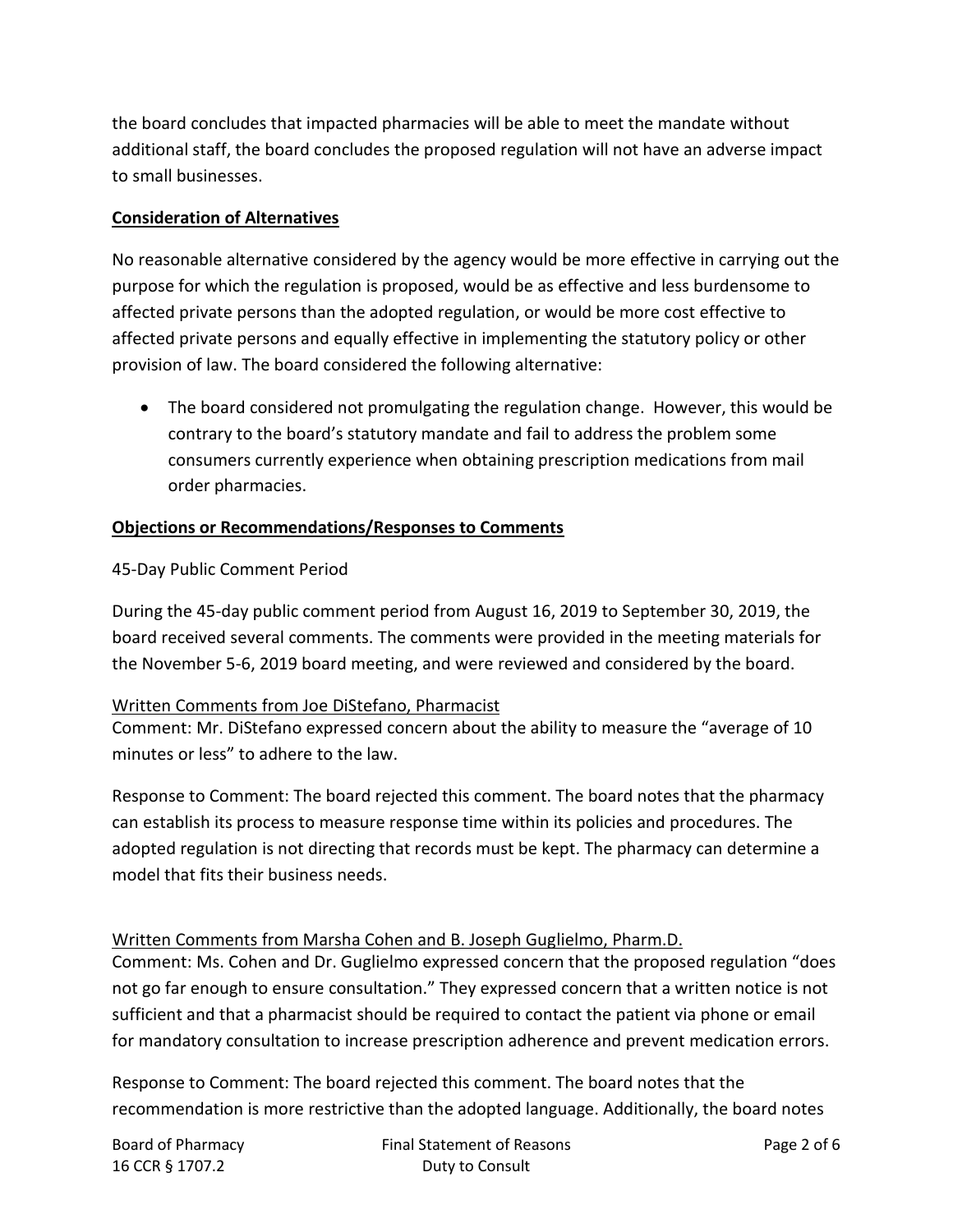the board concludes that impacted pharmacies will be able to meet the mandate without additional staff, the board concludes the proposed regulation will not have an adverse impact to small businesses.

**Consideration of Alternatives**

No reasonable alternative considered by the agency would be more effective in carrying out the purpose for which the regulation is proposed, would be as effective and less burdensome to affected private persons than the adopted regulation, or would be more cost effective to affected private persons and equally effective in implementing the statutory policy or other provision of law. The board considered the following alternative:

- The board considered not promulgating the regulation change. However, this would be contrary to the board's statutory mandate and fail to address the problem some consumers currently experience when obtaining prescription medications from mail order pharmacies.

**Objections or Recommendations/Responses to Comments**

45-Day Public Comment Period

During the 45-day public comment period from August 16, 2019 to September 30, 2019, the board received several comments. The comments were provided in the meeting materials for the November 5-6, 2019 board meeting, and were reviewed and considered by the board.

Written Comments from Joe DiStefano, Pharmacist

Comment: Mr. DiStefano expressed concern about the ability to measure the "average of 10 minutes or less" to adhere to the law.

Response to Comment: The board rejected this comment. The board notes that the pharmacy can establish its process to measure response time within its policies and procedures. The adopted regulation is not directing that records must be kept. The pharmacy can determine a model that fits their business needs.

Written Comments from Marsha Cohen and B. Joseph Guglielmo, Pharm.D.

Comment: Ms. Cohen and Dr. Guglielmo expressed concern that the proposed regulation "does not go far enough to ensure consultation." They expressed concern that a written notice is not sufficient and that a pharmacist should be required to contact the patient via phone or email for mandatory consultation to increase prescription adherence and prevent medication errors.

Response to Comment: The board rejected this comment. The board notes that the recommendation is more restrictive than the adopted language. Additionally, the board notes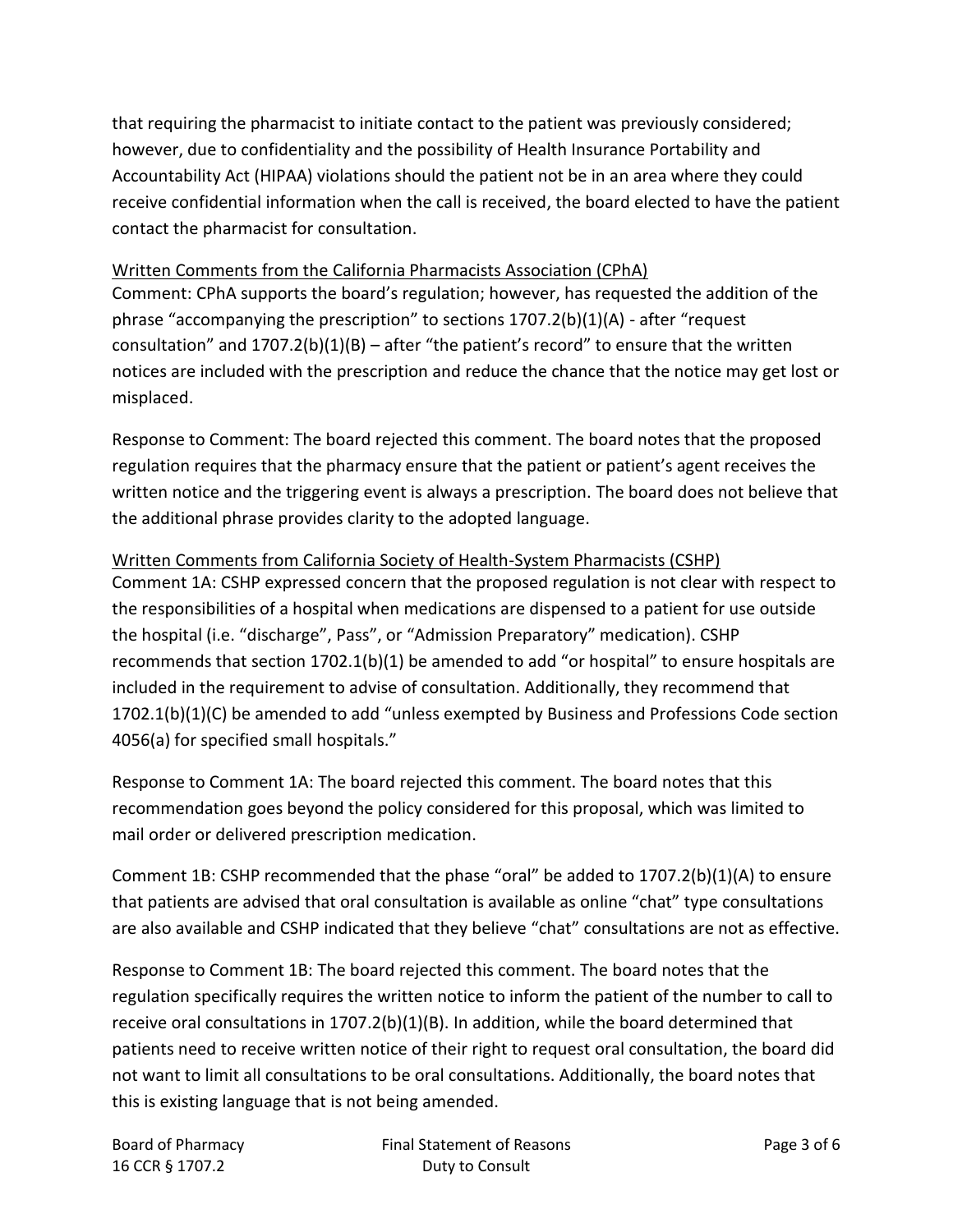that requiring the pharmacist to initiate contact to the patient was previously considered; however, due to confidentiality and the possibility of Health Insurance Portability and Accountability Act (HIPAA) violations should the patient not be in an area where they could receive confidential information when the call is received, the board elected to have the patient contact the pharmacist for consultation.

<u>Written Comments from the California Pharmacists Association (CPhA)</u>

Comment: CPhA supports the board's regulation; however, has requested the addition of the phrase "accompanying the prescription" to sections 1707.2(b)(1)(A) - after "request consultation" and 1707.2(b)(1)(B) – after "the patient's record" to ensure that the written notices are included with the prescription and reduce the chance that the notice may get lost or misplaced.

Response to Comment: The board rejected this comment. The board notes that the proposed regulation requires that the pharmacy ensure that the patient or patient's agent receives the written notice and the triggering event is always a prescription. The board does not believe that the additional phrase provides clarity to the adopted language.

<u>Written Comments from California Society of Health-System Pharmacists (CSHP)</u>

Comment 1A: CSHP expressed concern that the proposed regulation is not clear with respect to the responsibilities of a hospital when medications are dispensed to a patient for use outside the hospital (i.e. "discharge", Pass", or "Admission Preparatory" medication). CSHP recommends that section 1702.1(b)(1) be amended to add "or hospital" to ensure hospitals are included in the requirement to advise of consultation. Additionally, they recommend that 1702.1(b)(1)(C) be amended to add "unless exempted by Business and Professions Code section 4056(a) for specified small hospitals."

Response to Comment 1A: The board rejected this comment. The board notes that this recommendation goes beyond the policy considered for this proposal, which was limited to mail order or delivered prescription medication.

Comment 1B: CSHP recommended that the phase "oral" be added to 1707.2(b)(1)(A) to ensure that patients are advised that oral consultation is available as online "chat" type consultations are also available and CSHP indicated that they believe "chat" consultations are not as effective.

Response to Comment 1B: The board rejected this comment. The board notes that the regulation specifically requires the written notice to inform the patient of the number to call to receive oral consultations in 1707.2(b)(1)(B). In addition, while the board determined that patients need to receive written notice of their right to request oral consultation, the board did not want to limit all consultations to be oral consultations. Additionally, the board notes that this is existing language that is not being amended.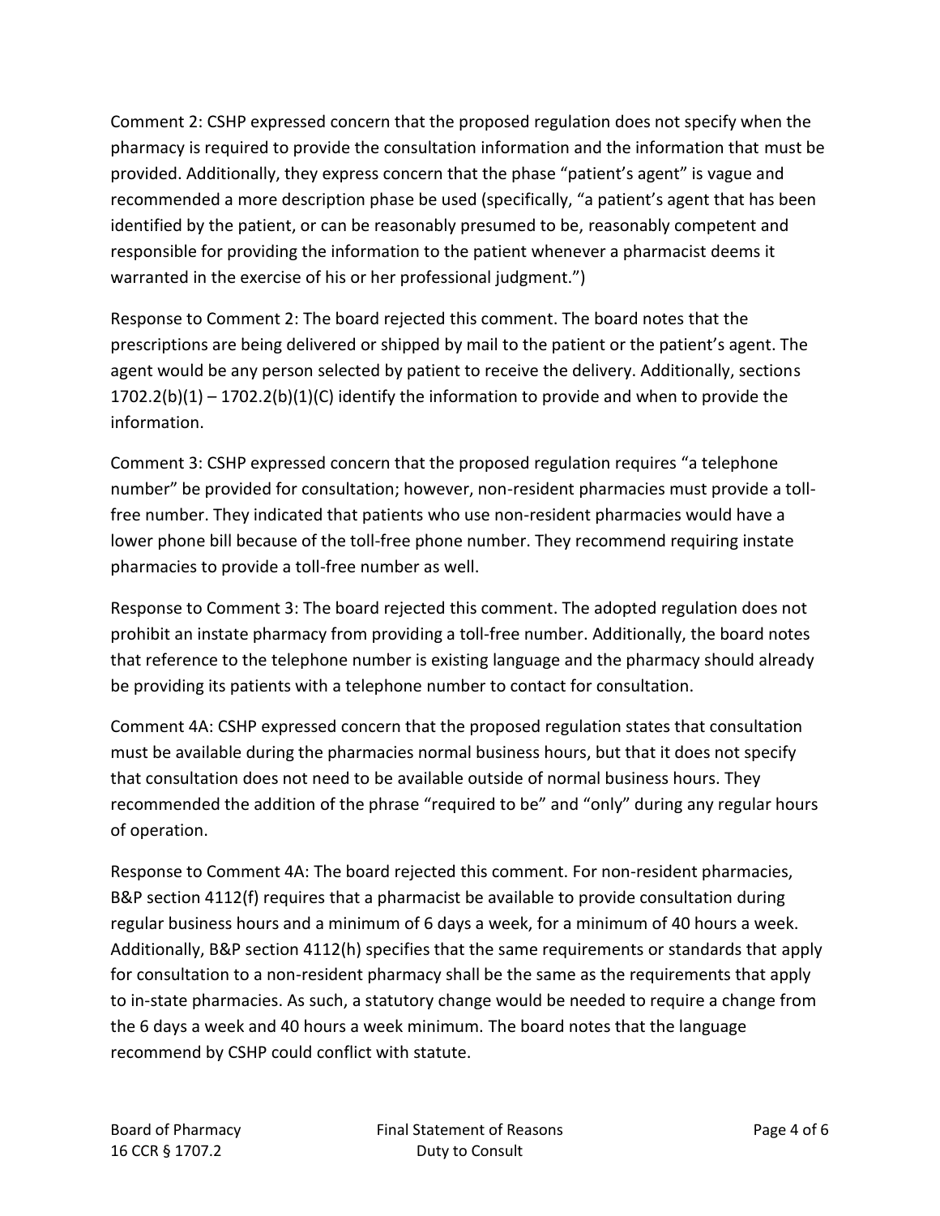Comment 2: CSHP expressed concern that the proposed regulation does not specify when the pharmacy is required to provide the consultation information and the information that must be provided. Additionally, they express concern that the phase "patient's agent" is vague and recommended a more description phase be used (specifically, "a patient's agent that has been identified by the patient, or can be reasonably presumed to be, reasonably competent and responsible for providing the information to the patient whenever a pharmacist deems it warranted in the exercise of his or her professional judgment.")

Response to Comment 2: The board rejected this comment. The board notes that the prescriptions are being delivered or shipped by mail to the patient or the patient's agent. The agent would be any person selected by patient to receive the delivery. Additionally, sections 1702.2(b)(1) – 1702.2(b)(1)(C) identify the information to provide and when to provide the information.

Comment 3: CSHP expressed concern that the proposed regulation requires "a telephone number" be provided for consultation; however, non-resident pharmacies must provide a toll-free number. They indicated that patients who use non-resident pharmacies would have a lower phone bill because of the toll-free phone number. They recommend requiring instate pharmacies to provide a toll-free number as well.

Response to Comment 3: The board rejected this comment. The adopted regulation does not prohibit an instate pharmacy from providing a toll-free number. Additionally, the board notes that reference to the telephone number is existing language and the pharmacy should already be providing its patients with a telephone number to contact for consultation.

Comment 4A: CSHP expressed concern that the proposed regulation states that consultation must be available during the pharmacies normal business hours, but that it does not specify that consultation does not need to be available outside of normal business hours. They recommended the addition of the phrase "required to be" and "only" during any regular hours of operation.

Response to Comment 4A: The board rejected this comment. For non-resident pharmacies, B&P section 4112(f) requires that a pharmacist be available to provide consultation during regular business hours and a minimum of 6 days a week, for a minimum of 40 hours a week. Additionally, B&P section 4112(h) specifies that the same requirements or standards that apply for consultation to a non-resident pharmacy shall be the same as the requirements that apply to in-state pharmacies. As such, a statutory change would be needed to require a change from the 6 days a week and 40 hours a week minimum. The board notes that the language recommend by CSHP could conflict with statute.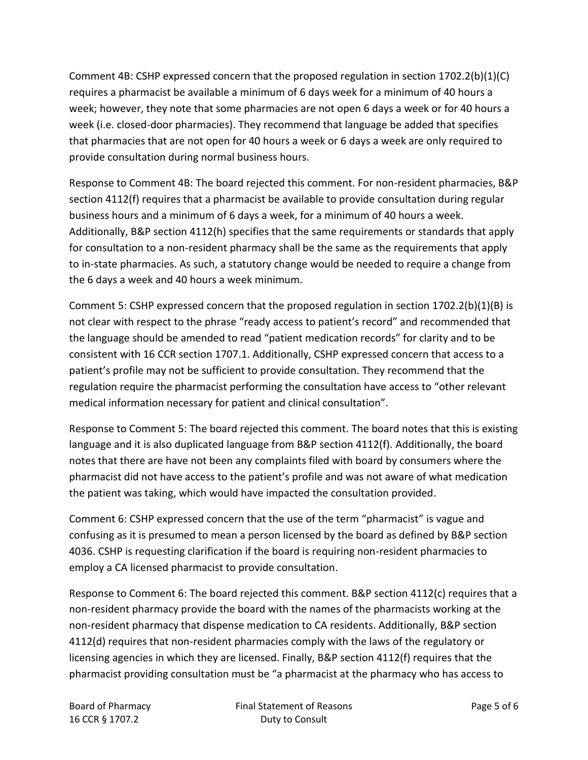Comment 4B: CSHP expressed concern that the proposed regulation in section 1702.2(b)(1)(C) requires a pharmacist be available a minimum of 6 days week for a minimum of 40 hours a week; however, they note that some pharmacies are not open 6 days a week or for 40 hours a week (i.e. closed-door pharmacies). They recommend that language be added that specifies that pharmacies that are not open for 40 hours a week or 6 days a week are only required to provide consultation during normal business hours.

Response to Comment 4B: The board rejected this comment. For non-resident pharmacies, B&P section 4112(f) requires that a pharmacist be available to provide consultation during regular business hours and a minimum of 6 days a week, for a minimum of 40 hours a week. Additionally, B&P section 4112(h) specifies that the same requirements or standards that apply for consultation to a non-resident pharmacy shall be the same as the requirements that apply to in-state pharmacies. As such, a statutory change would be needed to require a change from the 6 days a week and 40 hours a week minimum.

Comment 5: CSHP expressed concern that the proposed regulation in section 1702.2(b)(1)(B) is not clear with respect to the phrase "ready access to patient's record" and recommended that the language should be amended to read "patient medication records" for clarity and to be consistent with 16 CCR section 1707.1. Additionally, CSHP expressed concern that access to a patient's profile may not be sufficient to provide consultation. They recommend that the regulation require the pharmacist performing the consultation have access to "other relevant medical information necessary for patient and clinical consultation".

Response to Comment 5: The board rejected this comment. The board notes that this is existing language and it is also duplicated language from B&P section 4112(f). Additionally, the board notes that there are have not been any complaints filed with board by consumers where the pharmacist did not have access to the patient's profile and was not aware of what medication the patient was taking, which would have impacted the consultation provided.

Comment 6: CSHP expressed concern that the use of the term "pharmacist" is vague and confusing as it is presumed to mean a person licensed by the board as defined by B&P section 4036. CSHP is requesting clarification if the board is requiring non-resident pharmacies to employ a CA licensed pharmacist to provide consultation.

Response to Comment 6: The board rejected this comment. B&P section 4112(c) requires that a non-resident pharmacy provide the board with the names of the pharmacists working at the non-resident pharmacy that dispense medication to CA residents. Additionally, B&P section 4112(d) requires that non-resident pharmacies comply with the laws of the regulatory or licensing agencies in which they are licensed. Finally, B&P section 4112(f) requires that the pharmacist providing consultation must be "a pharmacist at the pharmacy who has access to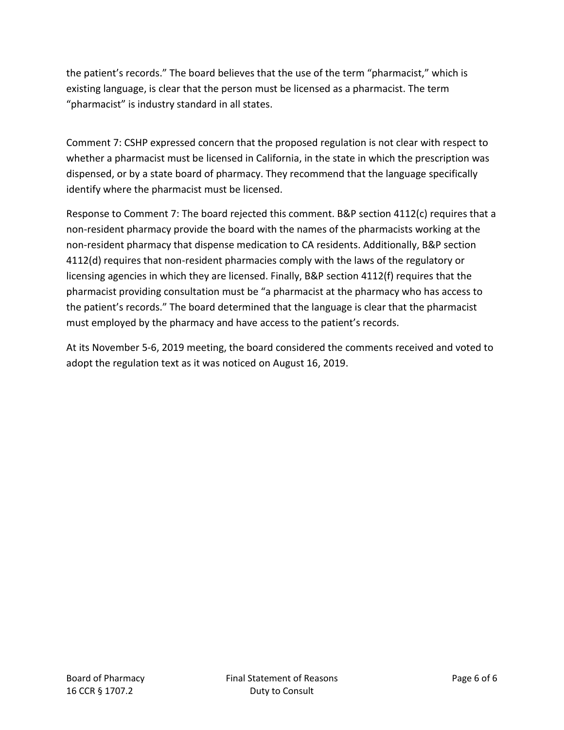the patient's records." The board believes that the use of the term "pharmacist," which is existing language, is clear that the person must be licensed as a pharmacist. The term "pharmacist" is industry standard in all states.

Comment 7: CSHP expressed concern that the proposed regulation is not clear with respect to whether a pharmacist must be licensed in California, in the state in which the prescription was dispensed, or by a state board of pharmacy. They recommend that the language specifically identify where the pharmacist must be licensed.

Response to Comment 7: The board rejected this comment. B&P section 4112(c) requires that a non-resident pharmacy provide the board with the names of the pharmacists working at the non-resident pharmacy that dispense medication to CA residents. Additionally, B&P section 4112(d) requires that non-resident pharmacies comply with the laws of the regulatory or licensing agencies in which they are licensed. Finally, B&P section 4112(f) requires that the pharmacist providing consultation must be "a pharmacist at the pharmacy who has access to the patient's records." The board determined that the language is clear that the pharmacist must employed by the pharmacy and have access to the patient's records.

At its November 5-6, 2019 meeting, the board considered the comments received and voted to adopt the regulation text as it was noticed on August 16, 2019.